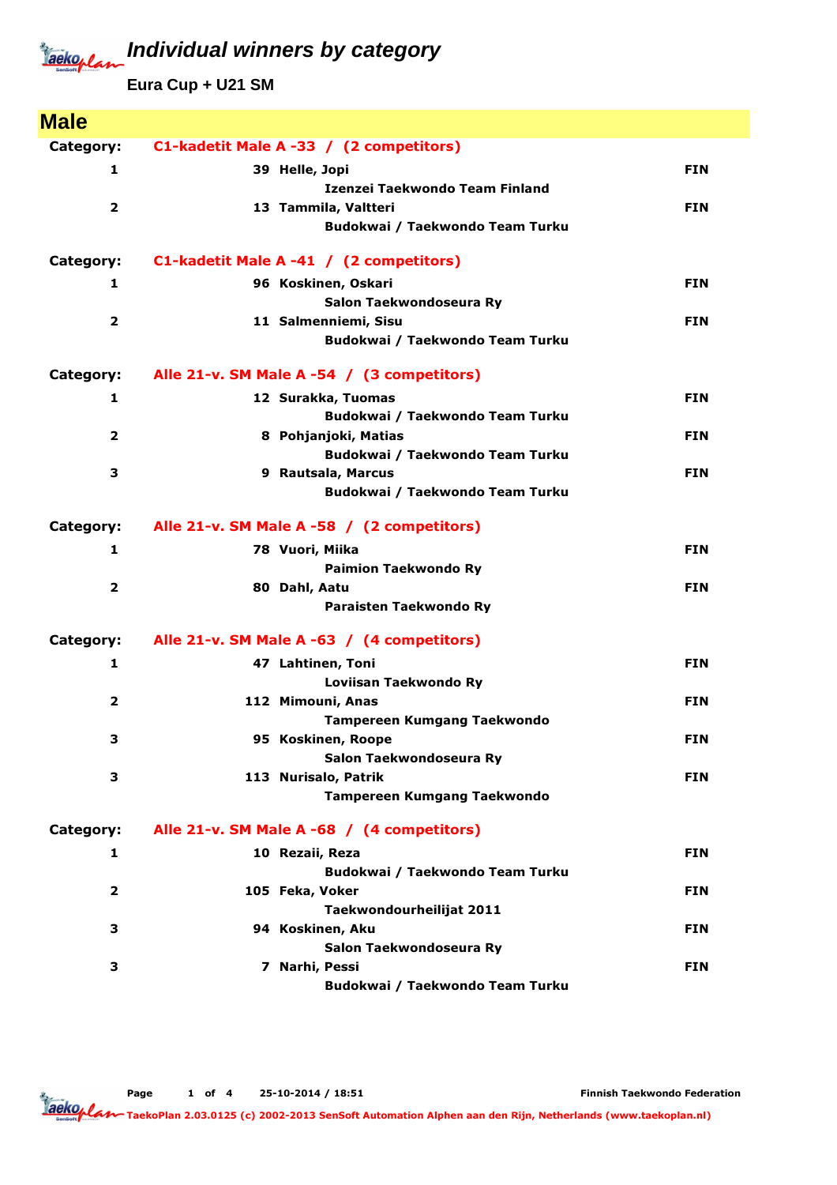# Individual winners by category

**Eura Cup + U21 SM**

## Male

**Category: C1-kadetit Male A -33 / (2 competitors)**

| Place | No. | Name / Club | Country |
|---|---|---|---|
| 1 | 39 | Helle, Jopi<br>Izenzei Taekwondo Team Finland | FIN |
| 2 | 13 | Tammila, Valtteri<br>Budokwai / Taekwondo Team Turku | FIN |

**Category: C1-kadetit Male A -41 / (2 competitors)**

| Place | No. | Name / Club | Country |
|---|---|---|---|
| 1 | 96 | Koskinen, Oskari<br>Salon Taekwondoseura Ry | FIN |
| 2 | 11 | Salmenniemi, Sisu<br>Budokwai / Taekwondo Team Turku | FIN |

**Category: Alle 21-v. SM Male A -54 / (3 competitors)**

| Place | No. | Name / Club | Country |
|---|---|---|---|
| 1 | 12 | Surakka, Tuomas<br>Budokwai / Taekwondo Team Turku | FIN |
| 2 | 8 | Pohjanjoki, Matias<br>Budokwai / Taekwondo Team Turku | FIN |
| 3 | 9 | Rautsala, Marcus<br>Budokwai / Taekwondo Team Turku | FIN |

**Category: Alle 21-v. SM Male A -58 / (2 competitors)**

| Place | No. | Name / Club | Country |
|---|---|---|---|
| 1 | 78 | Vuori, Miika<br>Paimion Taekwondo Ry | FIN |
| 2 | 80 | Dahl, Aatu<br>Paraisten Taekwondo Ry | FIN |

**Category: Alle 21-v. SM Male A -63 / (4 competitors)**

| Place | No. | Name / Club | Country |
|---|---|---|---|
| 1 | 47 | Lahtinen, Toni<br>Loviisan Taekwondo Ry | FIN |
| 2 | 112 | Mimouni, Anas<br>Tampereen Kumgang Taekwondo | FIN |
| 3 | 95 | Koskinen, Roope<br>Salon Taekwondoseura Ry | FIN |
| 3 | 113 | Nurisalo, Patrik<br>Tampereen Kumgang Taekwondo | FIN |

**Category: Alle 21-v. SM Male A -68 / (4 competitors)**

| Place | No. | Name / Club | Country |
|---|---|---|---|
| 1 | 10 | Rezaii, Reza<br>Budokwai / Taekwondo Team Turku | FIN |
| 2 | 105 | Feka, Voker<br>Taekwondourheilijat 2011 | FIN |
| 3 | 94 | Koskinen, Aku<br>Salon Taekwondoseura Ry | FIN |
| 3 | 7 | Narhi, Pessi<br>Budokwai / Taekwondo Team Turku | FIN |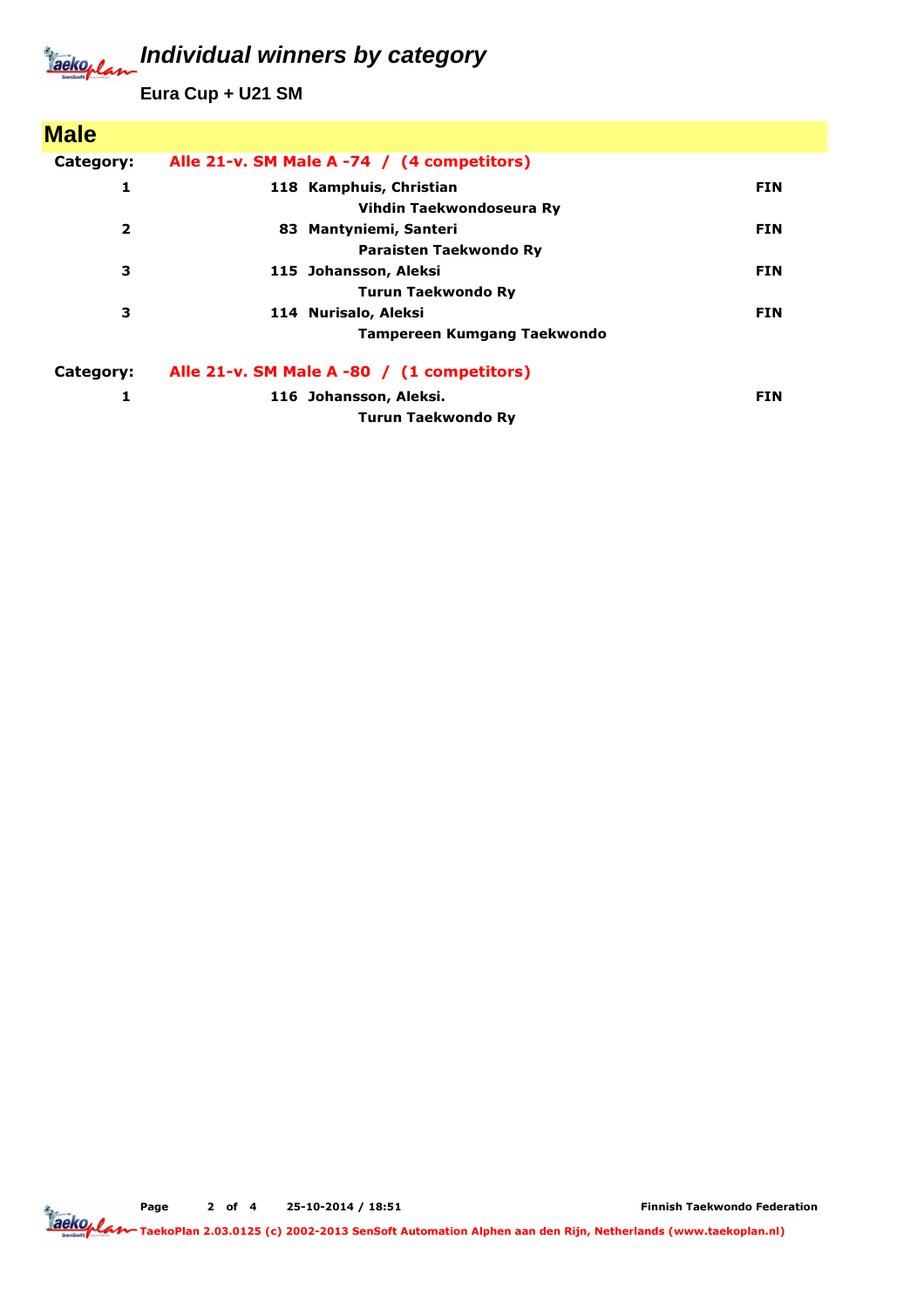# Individual winners by category

**Eura Cup + U21 SM**

## Male

**Category:** Alle 21-v. SM Male A -74 / (4 competitors)

| | | | |
|---|---|---|---|
| 1 | 118 | Kamphuis, Christian<br>Vihdin Taekwondoseura Ry | FIN |
| 2 | 83 | Mantyniemi, Santeri<br>Paraisten Taekwondo Ry | FIN |
| 3 | 115 | Johansson, Aleksi<br>Turun Taekwondo Ry | FIN |
| 3 | 114 | Nurisalo, Aleksi<br>Tampereen Kumgang Taekwondo | FIN |

**Category:** Alle 21-v. SM Male A -80 / (1 competitors)

| | | | |
|---|---|---|---|
| 1 | 116 | Johansson, Aleksi.<br>Turun Taekwondo Ry | FIN |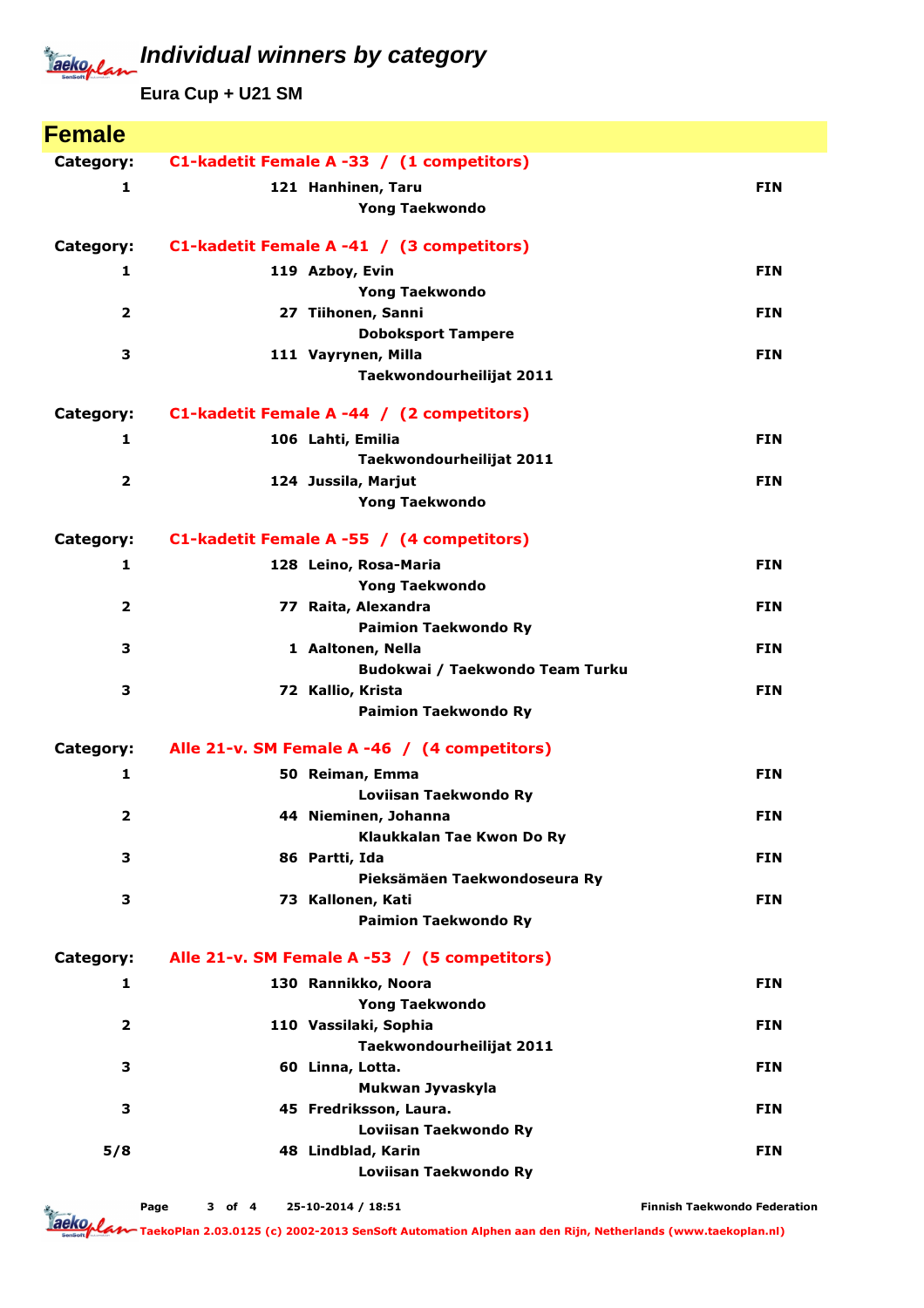# Individual winners by category

**Eura Cup + U21 SM**

## Female

**Category: C1-kadetit Female A -33 / (1 competitors)**

| Place | No. | Name / Club | Country |
|---|---|---|---|
| 1 | 121 | Hanhinen, Taru<br>Yong Taekwondo | FIN |

**Category: C1-kadetit Female A -41 / (3 competitors)**

| Place | No. | Name / Club | Country |
|---|---|---|---|
| 1 | 119 | Azboy, Evin<br>Yong Taekwondo | FIN |
| 2 | 27 | Tiihonen, Sanni<br>Doboksport Tampere | FIN |
| 3 | 111 | Vayrynen, Milla<br>Taekwondourheilijat 2011 | FIN |

**Category: C1-kadetit Female A -44 / (2 competitors)**

| Place | No. | Name / Club | Country |
|---|---|---|---|
| 1 | 106 | Lahti, Emilia<br>Taekwondourheilijat 2011 | FIN |
| 2 | 124 | Jussila, Marjut<br>Yong Taekwondo | FIN |

**Category: C1-kadetit Female A -55 / (4 competitors)**

| Place | No. | Name / Club | Country |
|---|---|---|---|
| 1 | 128 | Leino, Rosa-Maria<br>Yong Taekwondo | FIN |
| 2 | 77 | Raita, Alexandra<br>Paimion Taekwondo Ry | FIN |
| 3 | 1 | Aaltonen, Nella<br>Budokwai / Taekwondo Team Turku | FIN |
| 3 | 72 | Kallio, Krista<br>Paimion Taekwondo Ry | FIN |

**Category: Alle 21-v. SM Female A -46 / (4 competitors)**

| Place | No. | Name / Club | Country |
|---|---|---|---|
| 1 | 50 | Reiman, Emma<br>Loviisan Taekwondo Ry | FIN |
| 2 | 44 | Nieminen, Johanna<br>Klaukkalan Tae Kwon Do Ry | FIN |
| 3 | 86 | Partti, Ida<br>Pieksämäen Taekwondoseura Ry | FIN |
| 3 | 73 | Kallonen, Kati<br>Paimion Taekwondo Ry | FIN |

**Category: Alle 21-v. SM Female A -53 / (5 competitors)**

| Place | No. | Name / Club | Country |
|---|---|---|---|
| 1 | 130 | Rannikko, Noora<br>Yong Taekwondo | FIN |
| 2 | 110 | Vassilaki, Sophia<br>Taekwondourheilijat 2011 | FIN |
| 3 | 60 | Linna, Lotta.<br>Mukwan Jyvaskyla | FIN |
| 3 | 45 | Fredriksson, Laura.<br>Loviisan Taekwondo Ry | FIN |
| 5/8 | 48 | Lindblad, Karin<br>Loviisan Taekwondo Ry | FIN |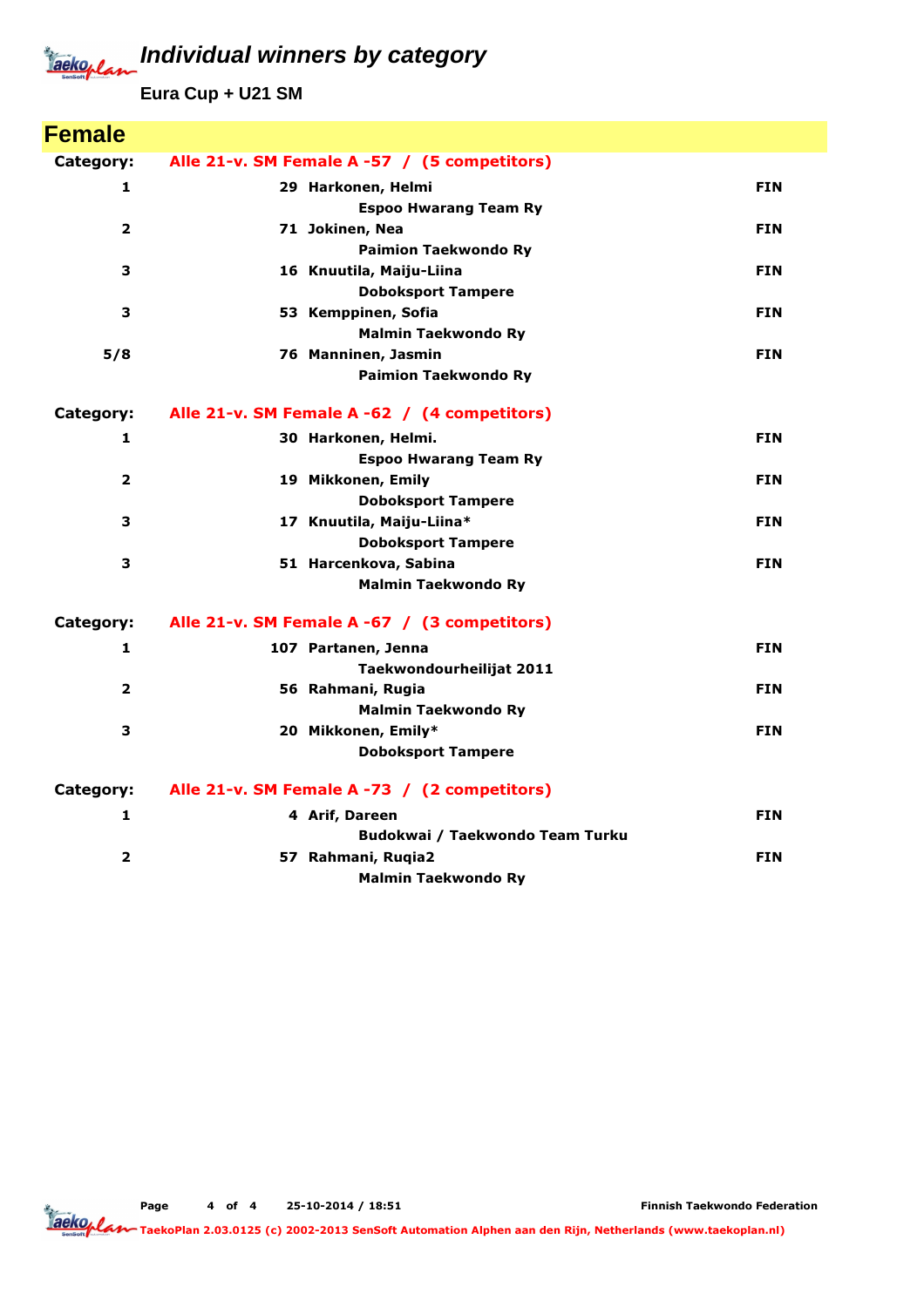# Individual winners by category

**Eura Cup + U21 SM**

## Female

**Category:** Alle 21-v. SM Female A -57 / (5 competitors)

| | | | |
|---|---|---|---|
| 1 | 29 | Harkonen, Helmi<br>Espoo Hwarang Team Ry | FIN |
| 2 | 71 | Jokinen, Nea<br>Paimion Taekwondo Ry | FIN |
| 3 | 16 | Knuutila, Maiju-Liina<br>Doboksport Tampere | FIN |
| 3 | 53 | Kemppinen, Sofia<br>Malmin Taekwondo Ry | FIN |
| 5/8 | 76 | Manninen, Jasmin<br>Paimion Taekwondo Ry | FIN |

**Category:** Alle 21-v. SM Female A -62 / (4 competitors)

| | | | |
|---|---|---|---|
| 1 | 30 | Harkonen, Helmi.<br>Espoo Hwarang Team Ry | FIN |
| 2 | 19 | Mikkonen, Emily<br>Doboksport Tampere | FIN |
| 3 | 17 | Knuutila, Maiju-Liina*<br>Doboksport Tampere | FIN |
| 3 | 51 | Harcenkova, Sabina<br>Malmin Taekwondo Ry | FIN |

**Category:** Alle 21-v. SM Female A -67 / (3 competitors)

| | | | |
|---|---|---|---|
| 1 | 107 | Partanen, Jenna<br>Taekwondourheilijat 2011 | FIN |
| 2 | 56 | Rahmani, Rugia<br>Malmin Taekwondo Ry | FIN |
| 3 | 20 | Mikkonen, Emily*<br>Doboksport Tampere | FIN |

**Category:** Alle 21-v. SM Female A -73 / (2 competitors)

| | | | |
|---|---|---|---|
| 1 | 4 | Arif, Dareen<br>Budokwai / Taekwondo Team Turku | FIN |
| 2 | 57 | Rahmani, Ruqia2<br>Malmin Taekwondo Ry | FIN |